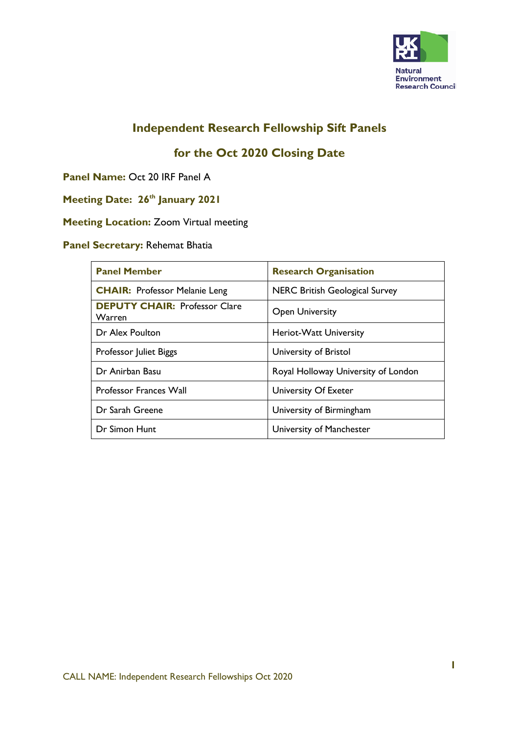## Independent Research Fellowship Sift Panels

## for the Oct 2020 Closing Date

**Panel Name:** Oct 20 IRF Panel A

**Meeting Date: 26th January 2021**

**Meeting Location:** Zoom Virtual meeting

**Panel Secretary:** Rehemat Bhatia

| Panel Member | Research Organisation |
|---|---|
| **CHAIR:** Professor Melanie Leng | NERC British Geological Survey |
| **DEPUTY CHAIR:** Professor Clare Warren | Open University |
| Dr Alex Poulton | Heriot-Watt University |
| Professor Juliet Biggs | University of Bristol |
| Dr Anirban Basu | Royal Holloway University of London |
| Professor Frances Wall | University Of Exeter |
| Dr Sarah Greene | University of Birmingham |
| Dr Simon Hunt | University of Manchester |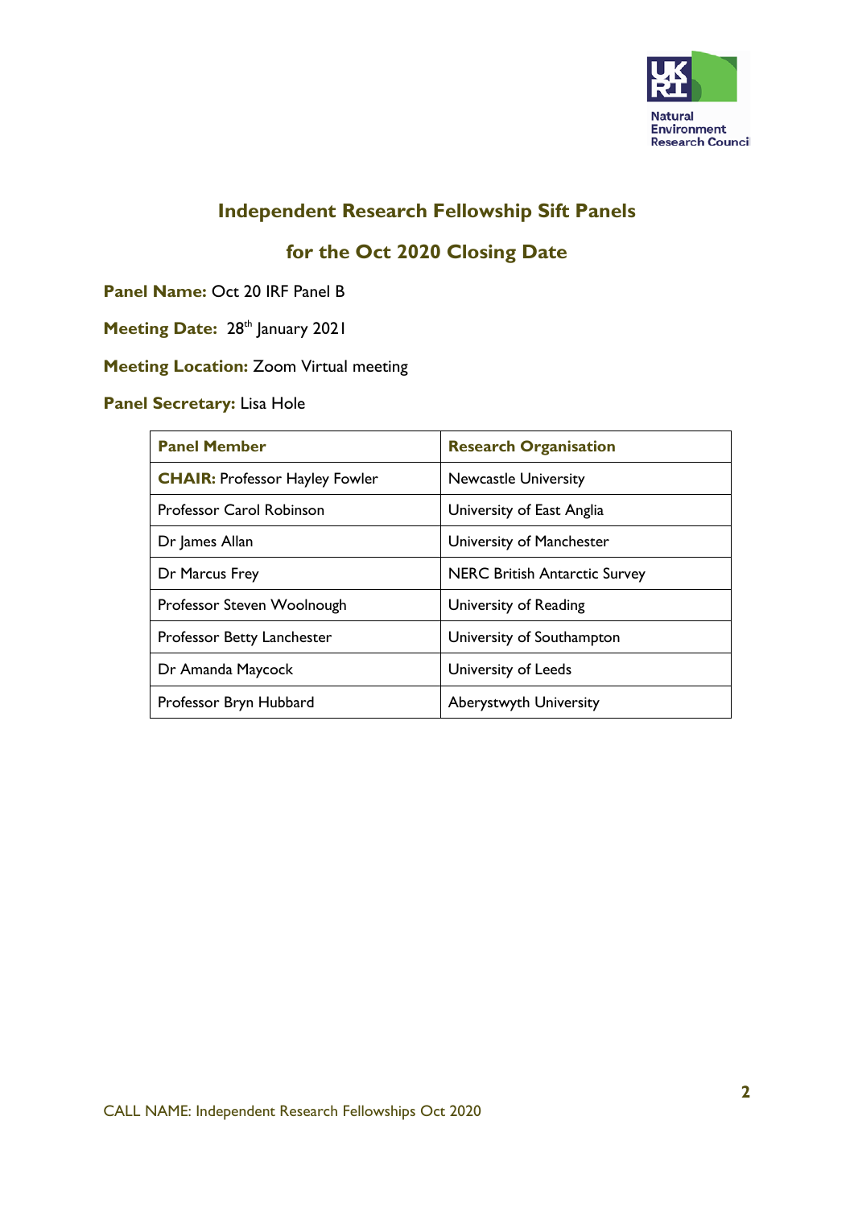## Independent Research Fellowship Sift Panels

## for the Oct 2020 Closing Date

**Panel Name:** Oct 20 IRF Panel B

**Meeting Date:** 28th January 2021

**Meeting Location:** Zoom Virtual meeting

**Panel Secretary:** Lisa Hole

| Panel Member | Research Organisation |
| --- | --- |
| **CHAIR:** Professor Hayley Fowler | Newcastle University |
| Professor Carol Robinson | University of East Anglia |
| Dr James Allan | University of Manchester |
| Dr Marcus Frey | NERC British Antarctic Survey |
| Professor Steven Woolnough | University of Reading |
| Professor Betty Lanchester | University of Southampton |
| Dr Amanda Maycock | University of Leeds |
| Professor Bryn Hubbard | Aberystwyth University |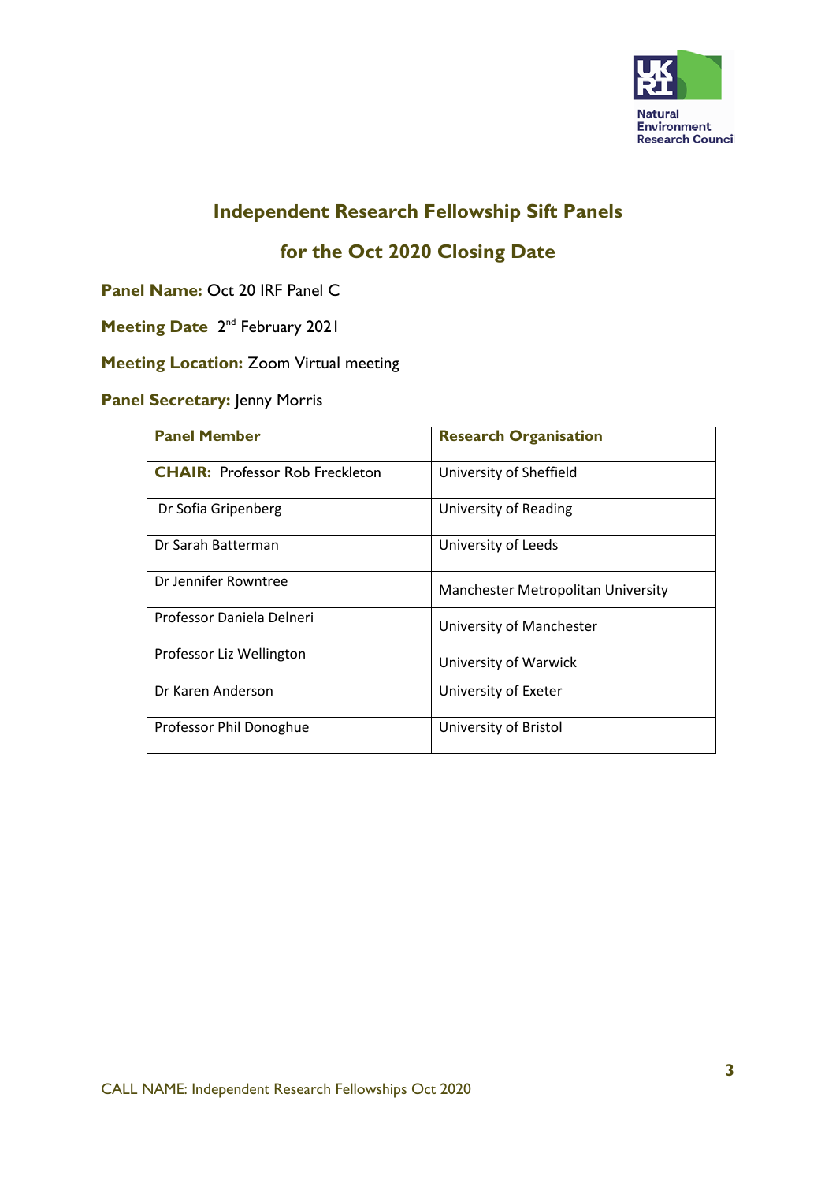## Independent Research Fellowship Sift Panels

## for the Oct 2020 Closing Date

**Panel Name:** Oct 20 IRF Panel C

**Meeting Date** 2nd February 2021

**Meeting Location:** Zoom Virtual meeting

**Panel Secretary:** Jenny Morris

| Panel Member | Research Organisation |
|---|---|
| **CHAIR:** Professor Rob Freckleton | University of Sheffield |
| Dr Sofia Gripenberg | University of Reading |
| Dr Sarah Batterman | University of Leeds |
| Dr Jennifer Rowntree | Manchester Metropolitan University |
| Professor Daniela Delneri | University of Manchester |
| Professor Liz Wellington | University of Warwick |
| Dr Karen Anderson | University of Exeter |
| Professor Phil Donoghue | University of Bristol |

CALL NAME: Independent Research Fellowships Oct 2020